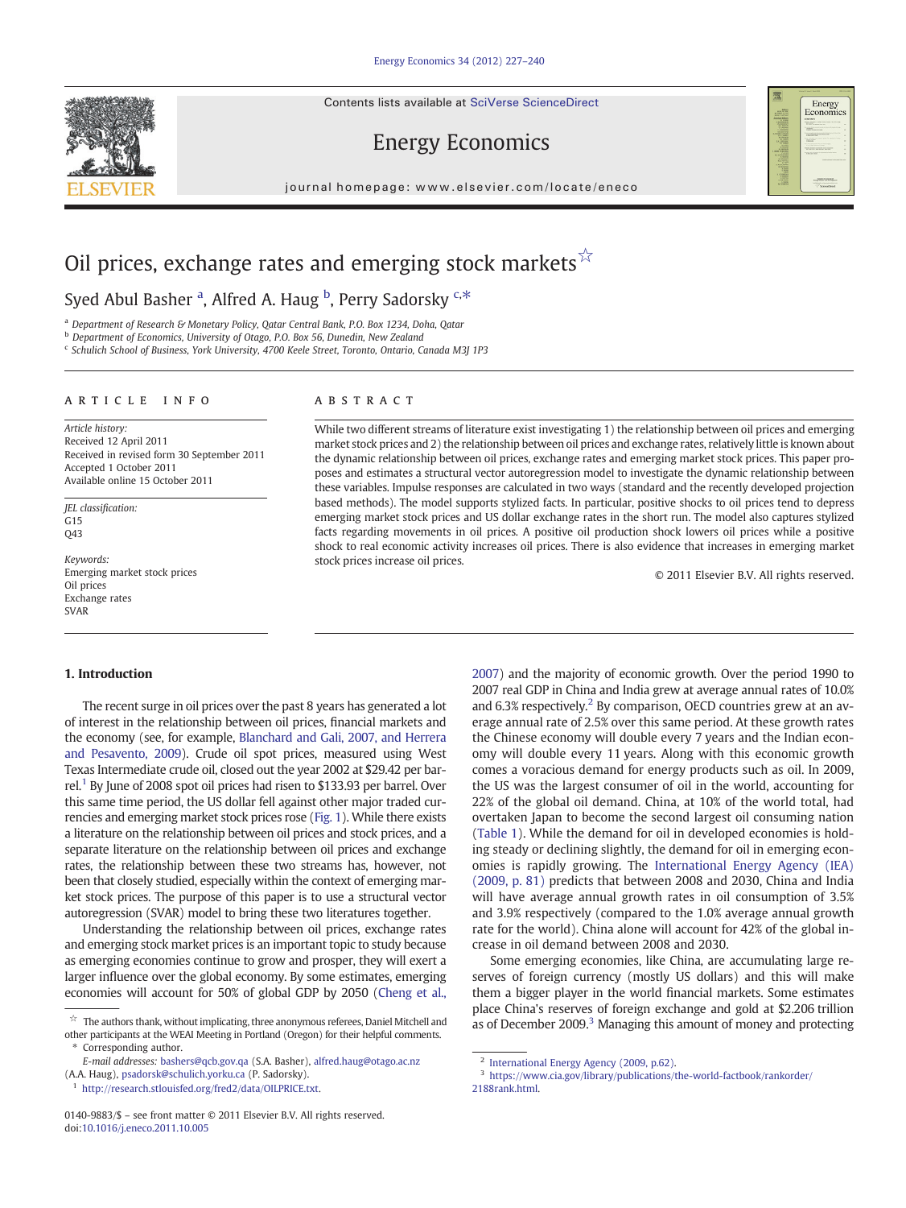Contents lists available at SciVerse ScienceDirect

# Energy Economics

journal homepage: www.elsevier.com/locate/eneco

# Oil prices, exchange rates and emerging stock markets ☆

Syed Abul Basher [a], Alfred A. Haug [b], Perry Sadorsky [c,*]

[a] Department of Research & Monetary Policy, Qatar Central Bank, P.O. Box 1234, Doha, Qatar
[b] Department of Economics, University of Otago, P.O. Box 56, Dunedin, New Zealand
[c] Schulich School of Business, York University, 4700 Keele Street, Toronto, Ontario, Canada M3J 1P3

**ARTICLE INFO**

*Article history:*
Received 12 April 2011
Received in revised form 30 September 2011
Accepted 1 October 2011
Available online 15 October 2011

*JEL classification:*
G15
Q43

*Keywords:*
Emerging market stock prices
Oil prices
Exchange rates
SVAR

**ABSTRACT**

While two different streams of literature exist investigating 1) the relationship between oil prices and emerging market stock prices and 2) the relationship between oil prices and exchange rates, relatively little is known about the dynamic relationship between oil prices, exchange rates and emerging market stock prices. This paper proposes and estimates a structural vector autoregression model to investigate the dynamic relationship between these variables. Impulse responses are calculated in two ways (standard and the recently developed projection based methods). The model supports stylized facts. In particular, positive shocks to oil prices tend to depress emerging market stock prices and US dollar exchange rates in the short run. The model also captures stylized facts regarding movements in oil prices. A positive oil production shock lowers oil prices while a positive shock to real economic activity increases oil prices. There is also evidence that increases in emerging market stock prices increase oil prices.

© 2011 Elsevier B.V. All rights reserved.

## 1. Introduction

The recent surge in oil prices over the past 8 years has generated a lot of interest in the relationship between oil prices, financial markets and the economy (see, for example, Blanchard and Gali, 2007, and Herrera and Pesavento, 2009). Crude oil spot prices, measured using West Texas Intermediate crude oil, closed out the year 2002 at $29.42 per barrel.[1] By June of 2008 spot oil prices had risen to $133.93 per barrel. Over this same time period, the US dollar fell against other major traded currencies and emerging market stock prices rose (Fig. 1). While there exists a literature on the relationship between oil prices and stock prices, and a separate literature on the relationship between oil prices and exchange rates, the relationship between these two streams has, however, not been that closely studied, especially within the context of emerging market stock prices. The purpose of this paper is to use a structural vector autoregression (SVAR) model to bring these two literatures together.

Understanding the relationship between oil prices, exchange rates and emerging stock market prices is an important topic to study because as emerging economies continue to grow and prosper, they will exert a larger influence over the global economy. By some estimates, emerging economies will account for 50% of global GDP by 2050 (Cheng et al., 2007) and the majority of economic growth. Over the period 1990 to 2007 real GDP in China and India grew at average annual rates of 10.0% and 6.3% respectively.[2] By comparison, OECD countries grew at an average annual rate of 2.5% over this same period. At these growth rates the Chinese economy will double every 7 years and the Indian economy will double every 11 years. Along with this economic growth comes a voracious demand for energy products such as oil. In 2009, the US was the largest consumer of oil in the world, accounting for 22% of the global oil demand. China, at 10% of the world total, had overtaken Japan to become the second largest oil consuming nation (Table 1). While the demand for oil in developed economies is holding steady or declining slightly, the demand for oil in emerging economies is rapidly growing. The International Energy Agency (IEA) (2009, p. 81) predicts that between 2008 and 2030, China and India will have average annual growth rates in oil consumption of 3.5% and 3.9% respectively (compared to the 1.0% average annual growth rate for the world). China alone will account for 42% of the global increase in oil demand between 2008 and 2030.

Some emerging economies, like China, are accumulating large reserves of foreign currency (mostly US dollars) and this will make them a bigger player in the world financial markets. Some estimates place China's reserves of foreign exchange and gold at $2.206 trillion as of December 2009.[3] Managing this amount of money and protecting

☆ The authors thank, without implicating, three anonymous referees, Daniel Mitchell and other participants at the WEAI Meeting in Portland (Oregon) for their helpful comments.
\* Corresponding author.
E-mail addresses: bashers@qcb.gov.qa (S.A. Basher), alfred.haug@otago.ac.nz (A.A. Haug), psadorsk@schulich.yorku.ca (P. Sadorsky).

[1] http://research.stlouisfed.org/fred2/data/OILPRICE.txt.
[2] International Energy Agency (2009, p.62).
[3] https://www.cia.gov/library/publications/the-world-factbook/rankorder/2188rank.html.

0140-9883/$ – see front matter © 2011 Elsevier B.V. All rights reserved.
doi:10.1016/j.eneco.2011.10.005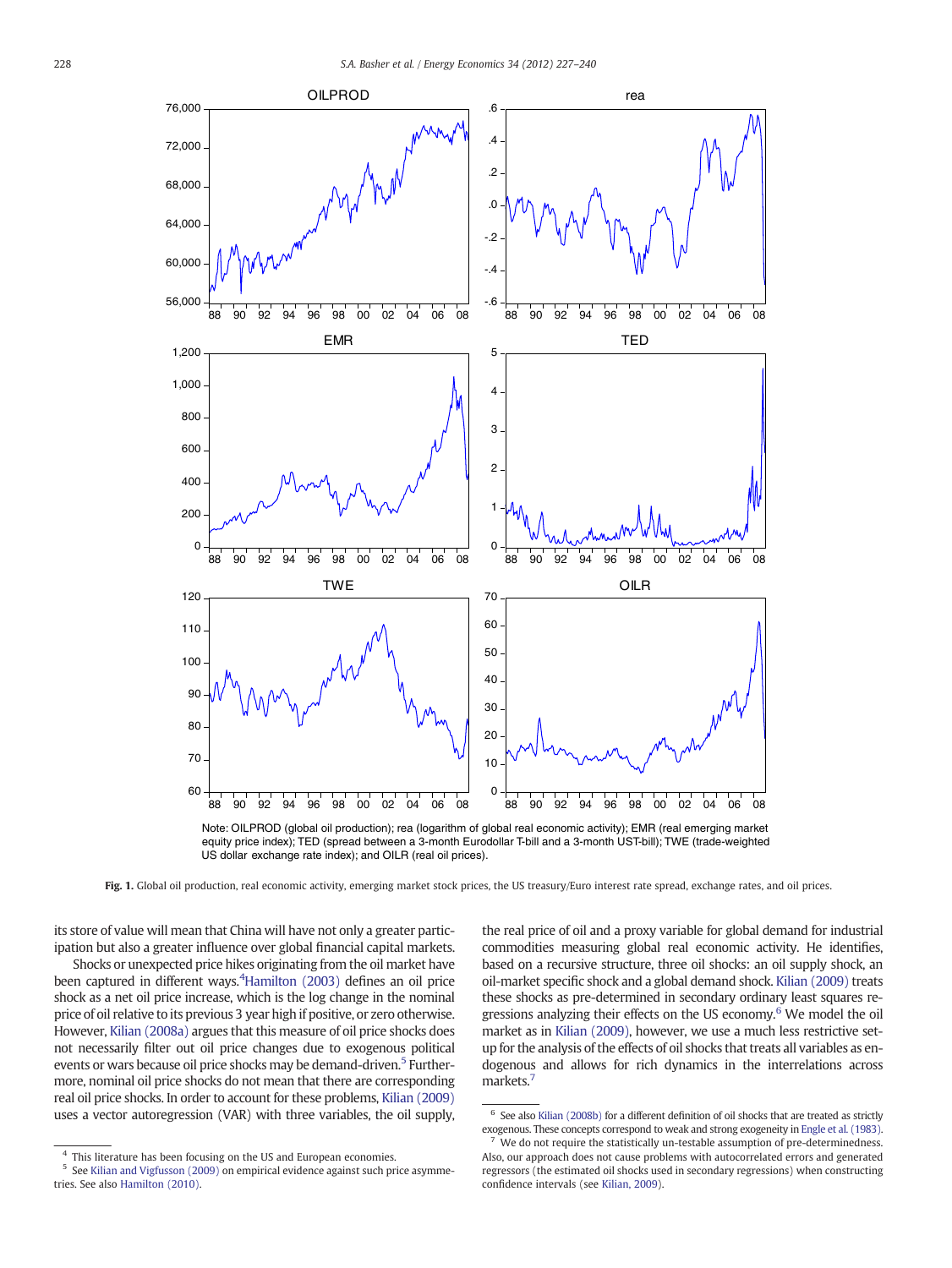Note: OILPROD (global oil production); rea (logarithm of global real economic activity); EMR (real emerging market equity price index); TED (spread between a 3-month Eurodollar T-bill and a 3-month UST-bill); TWE (trade-weighted US dollar exchange rate index); and OILR (real oil prices).

**Fig. 1.** Global oil production, real economic activity, emerging market stock prices, the US treasury/Euro interest rate spread, exchange rates, and oil prices.

its store of value will mean that China will have not only a greater participation but also a greater influence over global financial capital markets.

Shocks or unexpected price hikes originating from the oil market have been captured in different ways.[4] Hamilton (2003) defines an oil price shock as a net oil price increase, which is the log change in the nominal price of oil relative to its previous 3 year high if positive, or zero otherwise. However, Kilian (2008a) argues that this measure of oil price shocks does not necessarily filter out oil price changes due to exogenous political events or wars because oil price shocks may be demand-driven.[5] Furthermore, nominal oil price shocks do not mean that there are corresponding real oil price shocks. In order to account for these problems, Kilian (2009) uses a vector autoregression (VAR) with three variables, the oil supply, the real price of oil and a proxy variable for global demand for industrial commodities measuring global real economic activity. He identifies, based on a recursive structure, three oil shocks: an oil supply shock, an oil-market specific shock and a global demand shock. Kilian (2009) treats these shocks as pre-determined in secondary ordinary least squares regressions analyzing their effects on the US economy.[6] We model the oil market as in Kilian (2009), however, we use a much less restrictive set-up for the analysis of the effects of oil shocks that treats all variables as endogenous and allows for rich dynamics in the interrelations across markets.[7]

---

[4] This literature has been focusing on the US and European economies.

[5] See Kilian and Vigfusson (2009) on empirical evidence against such price asymmetries. See also Hamilton (2010).

[6] See also Kilian (2008b) for a different definition of oil shocks that are treated as strictly exogenous. These concepts correspond to weak and strong exogeneity in Engle et al. (1983).

[7] We do not require the statistically un-testable assumption of pre-determinedness. Also, our approach does not cause problems with autocorrelated errors and generated regressors (the estimated oil shocks used in secondary regressions) when constructing confidence intervals (see Kilian, 2009).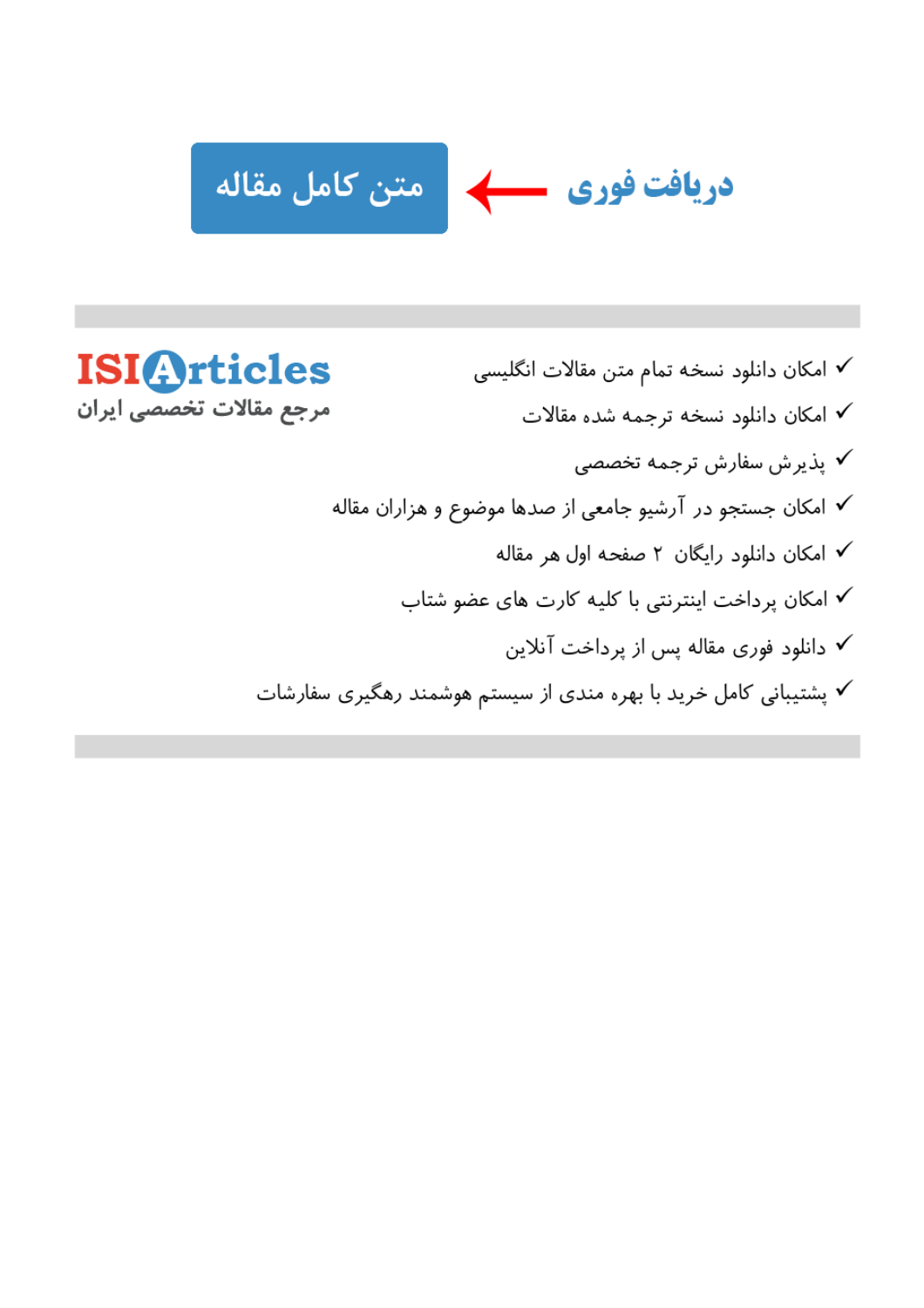دریافت فوری ← متن کامل مقاله

**ISIArticles**
مرجع مقالات تخصصی ایران

- ✓ امکان دانلود نسخه تمام متن مقالات انگلیسی
- ✓ امکان دانلود نسخه ترجمه شده مقالات
- ✓ پذیرش سفارش ترجمه تخصصی
- ✓ امکان جستجو در آرشیو جامعی از صدها موضوع و هزاران مقاله
- ✓ امکان دانلود رایگان ۲ صفحه اول هر مقاله
- ✓ امکان پرداخت اینترنتی با کلیه کارت های عضو شتاب
- ✓ دانلود فوری مقاله پس از پرداخت آنلاین
- ✓ پشتیبانی کامل خرید با بهره مندی از سیستم هوشمند رهگیری سفارشات